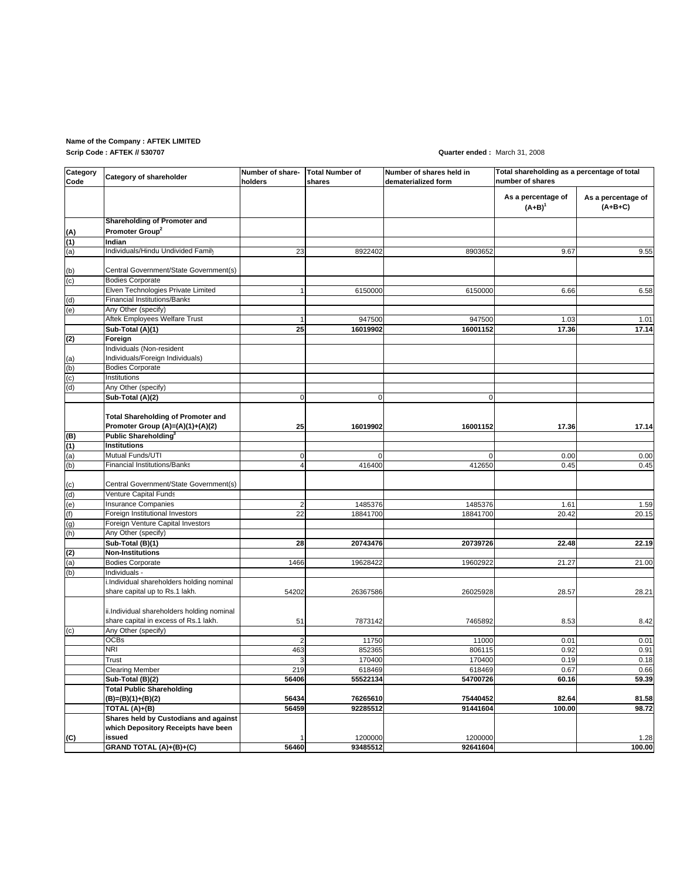**Name of the Company : AFTEK LIMITED**

**Scrip Code : AFTEK // 530707**

**Quarter ended :** March 31, 2008

| Category Code | Category of shareholder | Number of share-holders | Total Number of shares | Number of shares held in dematerialized form | Total shareholding as a percentage of total number of shares | |
|---|---|---|---|---|---|---|
| | | | | | As a percentage of (A+B)[1] | As a percentage of (A+B+C) |
| **(A)** | **Shareholding of Promoter and Promoter Group[2]** | | | | | |
| **(1)** | **Indian** | | | | | |
| (a) | Individuals/Hindu Undivided Family | 23 | 8922402 | 8903652 | 9.67 | 9.55 |
| (b) | Central Government/State Government(s) | | | | | |
| (c) | Bodies Corporate | | | | | |
| | Elven Technologies Private Limited | 1 | 6150000 | 6150000 | 6.66 | 6.58 |
| (d) | Financial Institutions/Banks | | | | | |
| (e) | Any Other (specify) | | | | | |
| | Aftek Employees Welfare Trust | 1 | 947500 | 947500 | 1.03 | 1.01 |
| | **Sub-Total (A)(1)** | **25** | **16019902** | **16001152** | **17.36** | **17.14** |
| **(2)** | **Foreign** | | | | | |
| (a) | Individuals (Non-resident Individuals/Foreign Individuals) | | | | | |
| (b) | Bodies Corporate | | | | | |
| (c) | Institutions | | | | | |
| (d) | Any Other (specify) | | | | | |
| | **Sub-Total (A)(2)** | 0 | 0 | 0 | | |
| | **Total Shareholding of Promoter and Promoter Group (A)=(A)(1)+(A)(2)** | **25** | **16019902** | **16001152** | **17.36** | **17.14** |
| **(B)** | **Public Shareholding[3]** | | | | | |
| **(1)** | **Institutions** | | | | | |
| (a) | Mutual Funds/UTI | 0 | 0 | 0 | 0.00 | 0.00 |
| (b) | Financial Institutions/Banks | 4 | 416400 | 412650 | 0.45 | 0.45 |
| (c) | Central Government/State Government(s) | | | | | |
| (d) | Venture Capital Funds | | | | | |
| (e) | Insurance Companies | 2 | 1485376 | 1485376 | 1.61 | 1.59 |
| (f) | Foreign Institutional Investors | 22 | 18841700 | 18841700 | 20.42 | 20.15 |
| (g) | Foreign Venture Capital Investors | | | | | |
| (h) | Any Other (specify) | | | | | |
| | **Sub-Total (B)(1)** | **28** | **20743476** | **20739726** | **22.48** | **22.19** |
| **(2)** | **Non-Institutions** | | | | | |
| (a) | Bodies Corporate | 1466 | 19628422 | 19602922 | 21.27 | 21.00 |
| (b) | Individuals - | | | | | |
| | i.Individual shareholders holding nominal share capital up to Rs.1 lakh. | 54202 | 26367586 | 26025928 | 28.57 | 28.21 |
| | ii.Individual shareholders holding nominal share capital in excess of Rs.1 lakh. | 51 | 7873142 | 7465892 | 8.53 | 8.42 |
| (c) | Any Other (specify) | | | | | |
| | OCBs | 2 | 11750 | 11000 | 0.01 | 0.01 |
| | NRI | 463 | 852365 | 806115 | 0.92 | 0.91 |
| | Trust | 3 | 170400 | 170400 | 0.19 | 0.18 |
| | Clearing Member | 219 | 618469 | 618469 | 0.67 | 0.66 |
| | **Sub-Total (B)(2)** | **56406** | **55522134** | **54700726** | **60.16** | **59.39** |
| | **Total Public Shareholding (B)=(B)(1)+(B)(2)** | **56434** | **76265610** | **75440452** | **82.64** | **81.58** |
| | **TOTAL (A)+(B)** | **56459** | **92285512** | **91441604** | **100.00** | **98.72** |
| **(C)** | **Shares held by Custodians and against which Depository Receipts have been issued** | 1 | 1200000 | 1200000 | | 1.28 |
| | **GRAND TOTAL (A)+(B)+(C)** | **56460** | **93485512** | **92641604** | | **100.00** |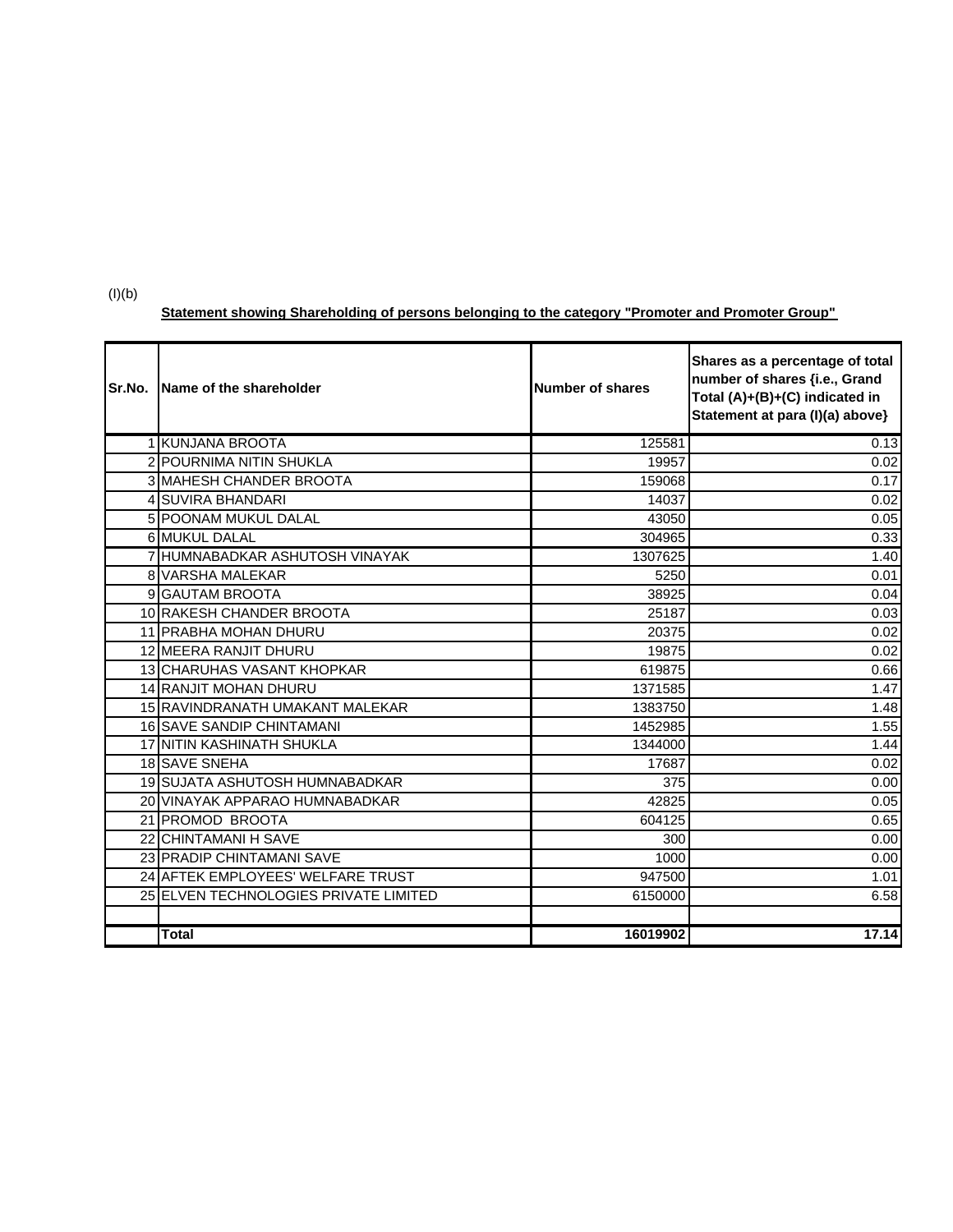(I)(b)

**Statement showing Shareholding of persons belonging to the category "Promoter and Promoter Group"**

| Sr.No. | Name of the shareholder | Number of shares | Shares as a percentage of total number of shares {i.e., Grand Total (A)+(B)+(C) indicated in Statement at para (I)(a) above} |
|---|---|---|---|
| 1 | KUNJANA BROOTA | 125581 | 0.13 |
| 2 | POURNIMA NITIN SHUKLA | 19957 | 0.02 |
| 3 | MAHESH CHANDER BROOTA | 159068 | 0.17 |
| 4 | SUVIRA BHANDARI | 14037 | 0.02 |
| 5 | POONAM MUKUL DALAL | 43050 | 0.05 |
| 6 | MUKUL DALAL | 304965 | 0.33 |
| 7 | HUMNABADKAR ASHUTOSH VINAYAK | 1307625 | 1.40 |
| 8 | VARSHA MALEKAR | 5250 | 0.01 |
| 9 | GAUTAM BROOTA | 38925 | 0.04 |
| 10 | RAKESH CHANDER BROOTA | 25187 | 0.03 |
| 11 | PRABHA MOHAN DHURU | 20375 | 0.02 |
| 12 | MEERA RANJIT DHURU | 19875 | 0.02 |
| 13 | CHARUHAS VASANT KHOPKAR | 619875 | 0.66 |
| 14 | RANJIT MOHAN DHURU | 1371585 | 1.47 |
| 15 | RAVINDRANATH UMAKANT MALEKAR | 1383750 | 1.48 |
| 16 | SAVE SANDIP CHINTAMANI | 1452985 | 1.55 |
| 17 | NITIN KASHINATH SHUKLA | 1344000 | 1.44 |
| 18 | SAVE SNEHA | 17687 | 0.02 |
| 19 | SUJATA ASHUTOSH HUMNABADKAR | 375 | 0.00 |
| 20 | VINAYAK APPARAO HUMNABADKAR | 42825 | 0.05 |
| 21 | PROMOD BROOTA | 604125 | 0.65 |
| 22 | CHINTAMANI H SAVE | 300 | 0.00 |
| 23 | PRADIP CHINTAMANI SAVE | 1000 | 0.00 |
| 24 | AFTEK EMPLOYEES' WELFARE TRUST | 947500 | 1.01 |
| 25 | ELVEN TECHNOLOGIES PRIVATE LIMITED | 6150000 | 6.58 |
| | | | |
| | **Total** | **16019902** | **17.14** |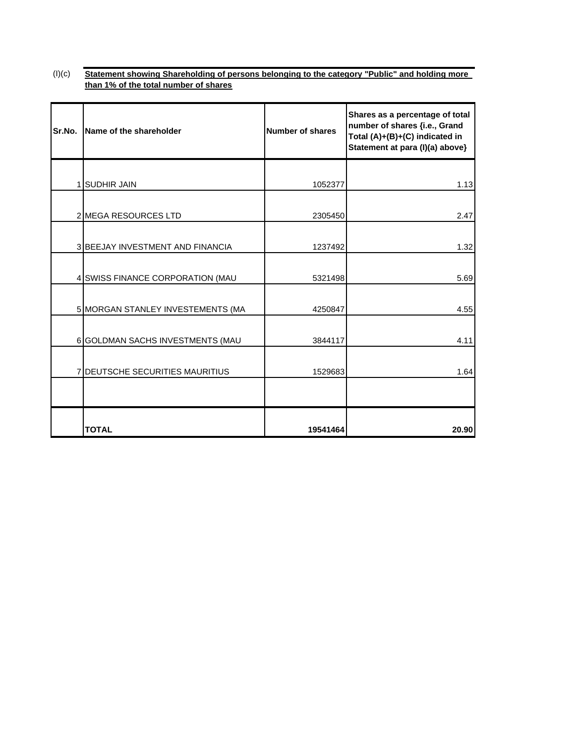(I)(c) **Statement showing Shareholding of persons belonging to the category "Public" and holding more than 1% of the total number of shares**

| Sr.No. | Name of the shareholder | Number of shares | Shares as a percentage of total number of shares {i.e., Grand Total (A)+(B)+(C) indicated in Statement at para (I)(a) above} |
|---|---|---|---|
| 1 | SUDHIR JAIN | 1052377 | 1.13 |
| 2 | MEGA RESOURCES LTD | 2305450 | 2.47 |
| 3 | BEEJAY INVESTMENT AND FINANCIA | 1237492 | 1.32 |
| 4 | SWISS FINANCE CORPORATION (MAU | 5321498 | 5.69 |
| 5 | MORGAN STANLEY INVESTEMENTS (MA | 4250847 | 4.55 |
| 6 | GOLDMAN SACHS INVESTMENTS (MAU | 3844117 | 4.11 |
| 7 | DEUTSCHE SECURITIES MAURITIUS | 1529683 | 1.64 |
| | | | |
| | **TOTAL** | **19541464** | **20.90** |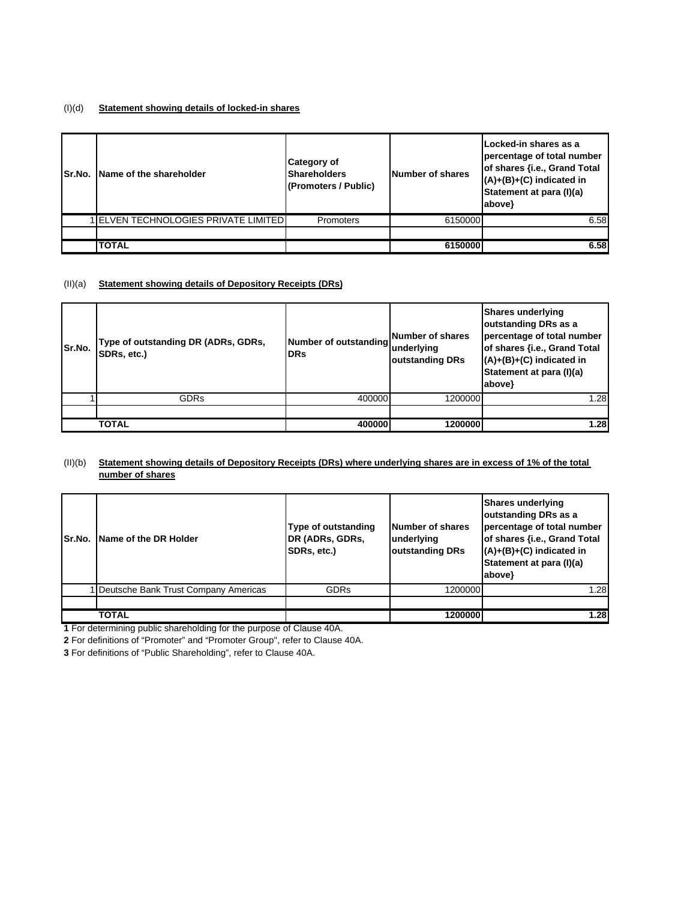(I)(d) **Statement showing details of locked-in shares**

| Sr.No. | Name of the shareholder | Category of Shareholders (Promoters / Public) | Number of shares | Locked-in shares as a percentage of total number of shares {i.e., Grand Total (A)+(B)+(C) indicated in Statement at para (I)(a) above} |
|---|---|---|---|---|
| 1 | ELVEN TECHNOLOGIES PRIVATE LIMITED | Promoters | 6150000 | 6.58 |
| | | | | |
| | **TOTAL** | | **6150000** | **6.58** |

(II)(a) **Statement showing details of Depository Receipts (DRs)**

| Sr.No. | Type of outstanding DR (ADRs, GDRs, SDRs, etc.) | Number of outstanding DRs | Number of shares underlying outstanding DRs | Shares underlying outstanding DRs as a percentage of total number of shares {i.e., Grand Total (A)+(B)+(C) indicated in Statement at para (I)(a) above} |
|---|---|---|---|---|
| 1 | GDRs | 400000 | 1200000 | 1.28 |
| | | | | |
| | **TOTAL** | **400000** | **1200000** | **1.28** |

(II)(b) **Statement showing details of Depository Receipts (DRs) where underlying shares are in excess of 1% of the total number of shares**

| Sr.No. | Name of the DR Holder | Type of outstanding DR (ADRs, GDRs, SDRs, etc.) | Number of shares underlying outstanding DRs | Shares underlying outstanding DRs as a percentage of total number of shares {i.e., Grand Total (A)+(B)+(C) indicated in Statement at para (I)(a) above} |
|---|---|---|---|---|
| 1 | Deutsche Bank Trust Company Americas | GDRs | 1200000 | 1.28 |
| | | | | |
| | **TOTAL** | | **1200000** | **1.28** |

**1** For determining public shareholding for the purpose of Clause 40A.

**2** For definitions of “Promoter” and “Promoter Group”, refer to Clause 40A.

**3** For definitions of “Public Shareholding”, refer to Clause 40A.